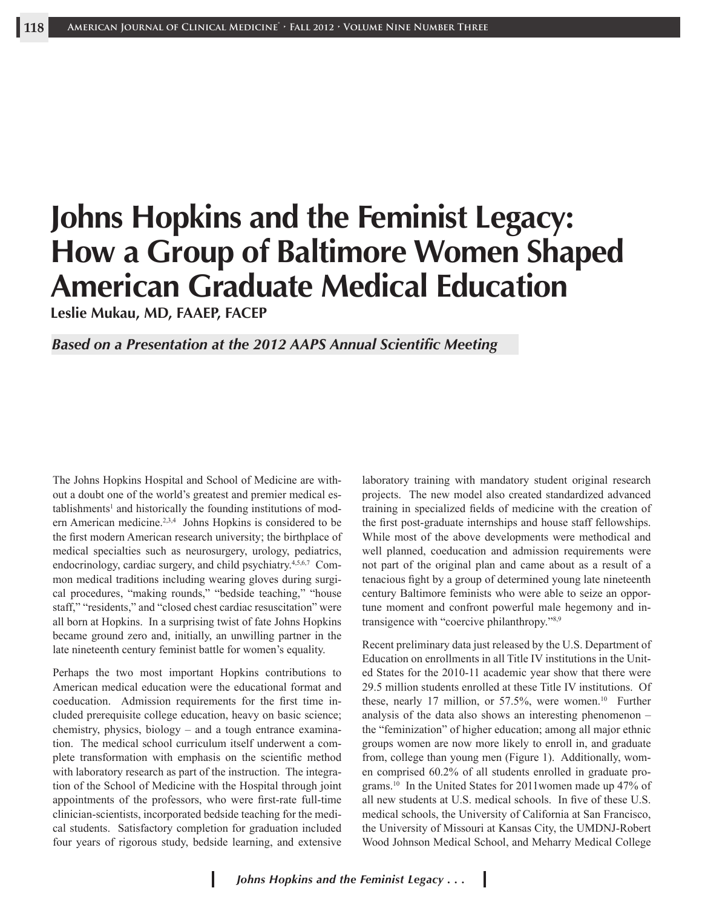# Johns Hopkins and the Feminist Legacy: How a Group of Baltimore Women Shaped American Graduate Medical Education

**Leslie Mukau, MD, FAAEP, FACEP**

***Based on a Presentation at the 2012 AAPS Annual Scientific Meeting***

The Johns Hopkins Hospital and School of Medicine are without a doubt one of the world's greatest and premier medical establishments[1] and historically the founding institutions of modern American medicine.[2,3,4] Johns Hopkins is considered to be the first modern American research university; the birthplace of medical specialties such as neurosurgery, urology, pediatrics, endocrinology, cardiac surgery, and child psychiatry.[4,5,6,7] Common medical traditions including wearing gloves during surgical procedures, "making rounds," "bedside teaching," "house staff," "residents," and "closed chest cardiac resuscitation" were all born at Hopkins. In a surprising twist of fate Johns Hopkins became ground zero and, initially, an unwilling partner in the late nineteenth century feminist battle for women's equality.

Perhaps the two most important Hopkins contributions to American medical education were the educational format and coeducation. Admission requirements for the first time included prerequisite college education, heavy on basic science; chemistry, physics, biology – and a tough entrance examination. The medical school curriculum itself underwent a complete transformation with emphasis on the scientific method with laboratory research as part of the instruction. The integration of the School of Medicine with the Hospital through joint appointments of the professors, who were first-rate full-time clinician-scientists, incorporated bedside teaching for the medical students. Satisfactory completion for graduation included four years of rigorous study, bedside learning, and extensive laboratory training with mandatory student original research projects. The new model also created standardized advanced training in specialized fields of medicine with the creation of the first post-graduate internships and house staff fellowships. While most of the above developments were methodical and well planned, coeducation and admission requirements were not part of the original plan and came about as a result of a tenacious fight by a group of determined young late nineteenth century Baltimore feminists who were able to seize an opportune moment and confront powerful male hegemony and intransigence with "coercive philanthropy."[8,9]

Recent preliminary data just released by the U.S. Department of Education on enrollments in all Title IV institutions in the United States for the 2010-11 academic year show that there were 29.5 million students enrolled at these Title IV institutions. Of these, nearly 17 million, or 57.5%, were women.[10] Further analysis of the data also shows an interesting phenomenon – the "feminization" of higher education; among all major ethnic groups women are now more likely to enroll in, and graduate from, college than young men (Figure 1). Additionally, women comprised 60.2% of all students enrolled in graduate programs.[10] In the United States for 2011women made up 47% of all new students at U.S. medical schools. In five of these U.S. medical schools, the University of California at San Francisco, the University of Missouri at Kansas City, the UMDNJ-Robert Wood Johnson Medical School, and Meharry Medical College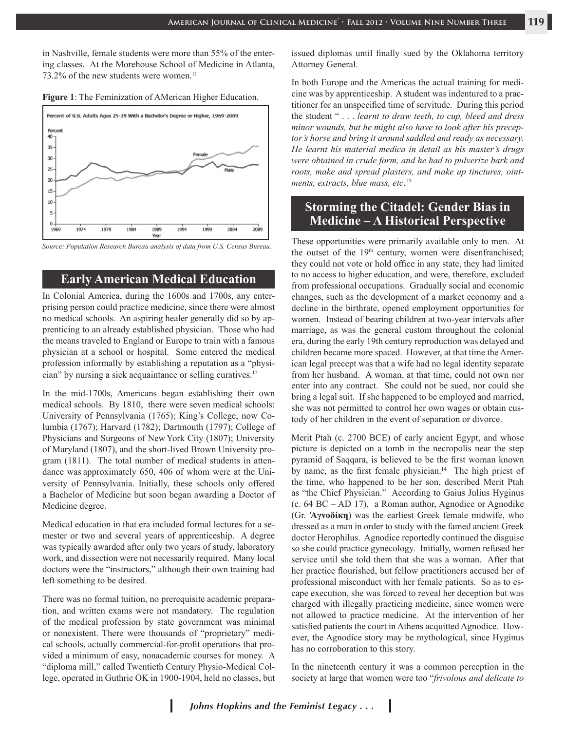in Nashville, female students were more than 55% of the entering classes. At the Morehouse School of Medicine in Atlanta, 73.2% of the new students were women.[11]

**Figure 1**: The Feminization of AMerican Higher Education.

*Source: Population Research Bureau analysis of data from U.S. Census Bureau.*

## Early American Medical Education

In Colonial America, during the 1600s and 1700s, any enterprising person could practice medicine, since there were almost no medical schools. An aspiring healer generally did so by apprenticing to an already established physician. Those who had the means traveled to England or Europe to train with a famous physician at a school or hospital. Some entered the medical profession informally by establishing a reputation as a "physician" by nursing a sick acquaintance or selling curatives.[12]

In the mid-1700s, Americans began establishing their own medical schools. By 1810, there were seven medical schools: University of Pennsylvania (1765); King's College, now Columbia (1767); Harvard (1782); Dartmouth (1797); College of Physicians and Surgeons of New York City (1807); University of Maryland (1807), and the short-lived Brown University program (1811). The total number of medical students in attendance was approximately 650, 406 of whom were at the University of Pennsylvania. Initially, these schools only offered a Bachelor of Medicine but soon began awarding a Doctor of Medicine degree.

Medical education in that era included formal lectures for a semester or two and several years of apprenticeship. A degree was typically awarded after only two years of study, laboratory work, and dissection were not necessarily required. Many local doctors were the "instructors," although their own training had left something to be desired.

There was no formal tuition, no prerequisite academic preparation, and written exams were not mandatory. The regulation of the medical profession by state government was minimal or nonexistent. There were thousands of "proprietary" medical schools, actually commercial-for-profit operations that provided a minimum of easy, nonacademic courses for money. A "diploma mill," called Twentieth Century Physio-Medical College, operated in Guthrie OK in 1900-1904, held no classes, but issued diplomas until finally sued by the Oklahoma territory Attorney General.

In both Europe and the Americas the actual training for medicine was by apprenticeship. A student was indentured to a practitioner for an unspecified time of servitude. During this period the student " . . . *learnt to draw teeth, to cup, bleed and dress minor wounds, but he might also have to look after his preceptor's horse and bring it around saddled and ready as necessary. He learnt his material medica in detail as his master's drugs were obtained in crude form, and he had to pulverize bark and roots, make and spread plasters, and make up tinctures, ointments, extracts, blue mass, etc*.[13]

## Storming the Citadel: Gender Bias in Medicine – A Historical Perspective

These opportunities were primarily available only to men. At the outset of the 19th century, women were disenfranchised; they could not vote or hold office in any state, they had limited to no access to higher education, and were, therefore, excluded from professional occupations. Gradually social and economic changes, such as the development of a market economy and a decline in the birthrate, opened employment opportunities for women. Instead of bearing children at two-year intervals after marriage, as was the general custom throughout the colonial era, during the early 19th century reproduction was delayed and children became more spaced. However, at that time the American legal precept was that a wife had no legal identity separate from her husband. A woman, at that time, could not own nor enter into any contract. She could not be sued, nor could she bring a legal suit. If she happened to be employed and married, she was not permitted to control her own wages or obtain custody of her children in the event of separation or divorce.

Merit Ptah (c. 2700 BCE) of early ancient Egypt, and whose picture is depicted on a tomb in the necropolis near the step pyramid of Saqqara, is believed to be the first woman known by name, as the first female physician.[14] The high priest of the time, who happened to be her son, described Merit Ptah as "the Chief Physician." According to Gaius Julius Hyginus (c. 64 BC – AD 17), a Roman author, Agnodice or Agnodike (Gr. **Ἁγνοδίκη**) was the earliest Greek female midwife, who dressed as a man in order to study with the famed ancient Greek doctor Herophilus. Agnodice reportedly continued the disguise so she could practice gynecology. Initially, women refused her service until she told them that she was a woman. After that her practice flourished, but fellow practitioners accused her of professional misconduct with her female patients. So as to escape execution, she was forced to reveal her deception but was charged with illegally practicing medicine, since women were not allowed to practice medicine. At the intervention of her satisfied patients the court in Athens acquitted Agnodice. However, the Agnodice story may be mythological, since Hyginus has no corroboration to this story.

In the nineteenth century it was a common perception in the society at large that women were too "*frivolous and delicate to*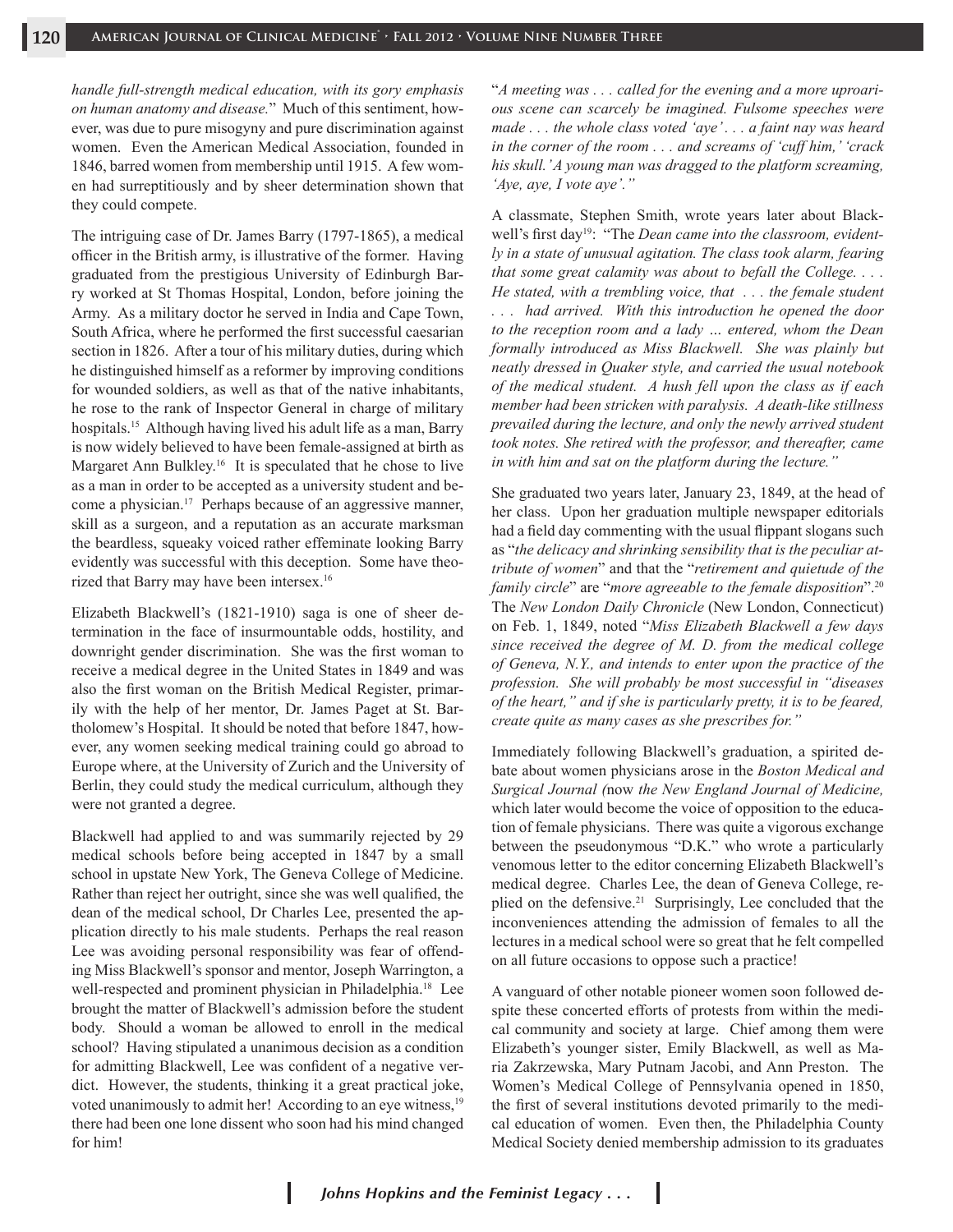*handle full-strength medical education, with its gory emphasis on human anatomy and disease.*" Much of this sentiment, however, was due to pure misogyny and pure discrimination against women. Even the American Medical Association, founded in 1846, barred women from membership until 1915. A few women had surreptitiously and by sheer determination shown that they could compete.

The intriguing case of Dr. James Barry (1797-1865), a medical officer in the British army, is illustrative of the former. Having graduated from the prestigious University of Edinburgh Barry worked at St Thomas Hospital, London, before joining the Army. As a military doctor he served in India and Cape Town, South Africa, where he performed the first successful caesarian section in 1826. After a tour of his military duties, during which he distinguished himself as a reformer by improving conditions for wounded soldiers, as well as that of the native inhabitants, he rose to the rank of Inspector General in charge of military hospitals.[15] Although having lived his adult life as a man, Barry is now widely believed to have been female-assigned at birth as Margaret Ann Bulkley.[16] It is speculated that he chose to live as a man in order to be accepted as a university student and become a physician.[17] Perhaps because of an aggressive manner, skill as a surgeon, and a reputation as an accurate marksman the beardless, squeaky voiced rather effeminate looking Barry evidently was successful with this deception. Some have theorized that Barry may have been intersex.[16]

Elizabeth Blackwell's (1821-1910) saga is one of sheer determination in the face of insurmountable odds, hostility, and downright gender discrimination. She was the first woman to receive a medical degree in the United States in 1849 and was also the first woman on the British Medical Register, primarily with the help of her mentor, Dr. James Paget at St. Bartholomew's Hospital. It should be noted that before 1847, however, any women seeking medical training could go abroad to Europe where, at the University of Zurich and the University of Berlin, they could study the medical curriculum, although they were not granted a degree.

Blackwell had applied to and was summarily rejected by 29 medical schools before being accepted in 1847 by a small school in upstate New York, The Geneva College of Medicine. Rather than reject her outright, since she was well qualified, the dean of the medical school, Dr Charles Lee, presented the application directly to his male students. Perhaps the real reason Lee was avoiding personal responsibility was fear of offending Miss Blackwell's sponsor and mentor, Joseph Warrington, a well-respected and prominent physician in Philadelphia.[18] Lee brought the matter of Blackwell's admission before the student body. Should a woman be allowed to enroll in the medical school? Having stipulated a unanimous decision as a condition for admitting Blackwell, Lee was confident of a negative verdict. However, the students, thinking it a great practical joke, voted unanimously to admit her! According to an eye witness,[19] there had been one lone dissent who soon had his mind changed for him!

"*A meeting was . . . called for the evening and a more uproarious scene can scarcely be imagined. Fulsome speeches were made . . . the whole class voted 'aye' . . . a faint nay was heard in the corner of the room . . . and screams of 'cuff him,' 'crack his skull.' A young man was dragged to the platform screaming, 'Aye, aye, I vote aye'.*"

A classmate, Stephen Smith, wrote years later about Blackwell's first day[19]: "The *Dean came into the classroom, evidently in a state of unusual agitation. The class took alarm, fearing that some great calamity was about to befall the College. . . . He stated, with a trembling voice, that . . . the female student . . . had arrived. With this introduction he opened the door to the reception room and a lady … entered, whom the Dean formally introduced as Miss Blackwell. She was plainly but neatly dressed in Quaker style, and carried the usual notebook of the medical student. A hush fell upon the class as if each member had been stricken with paralysis. A death-like stillness prevailed during the lecture, and only the newly arrived student took notes. She retired with the professor, and thereafter, came in with him and sat on the platform during the lecture.*"

She graduated two years later, January 23, 1849, at the head of her class. Upon her graduation multiple newspaper editorials had a field day commenting with the usual flippant slogans such as "*the delicacy and shrinking sensibility that is the peculiar attribute of women*" and that the "*retirement and quietude of the family circle*" are "*more agreeable to the female disposition*".[20] The *New London Daily Chronicle* (New London, Connecticut) on Feb. 1, 1849, noted "*Miss Elizabeth Blackwell a few days since received the degree of M. D. from the medical college of Geneva, N.Y., and intends to enter upon the practice of the profession. She will probably be most successful in "diseases of the heart," and if she is particularly pretty, it is to be feared, create quite as many cases as she prescribes for.*"

Immediately following Blackwell's graduation, a spirited debate about women physicians arose in the *Boston Medical and Surgical Journal (*now *the New England Journal of Medicine,* which later would become the voice of opposition to the education of female physicians. There was quite a vigorous exchange between the pseudonymous "D.K." who wrote a particularly venomous letter to the editor concerning Elizabeth Blackwell's medical degree. Charles Lee, the dean of Geneva College, replied on the defensive.[21] Surprisingly, Lee concluded that the inconveniences attending the admission of females to all the lectures in a medical school were so great that he felt compelled on all future occasions to oppose such a practice!

A vanguard of other notable pioneer women soon followed despite these concerted efforts of protests from within the medical community and society at large. Chief among them were Elizabeth's younger sister, Emily Blackwell, as well as Maria Zakrzewska, Mary Putnam Jacobi, and Ann Preston. The Women's Medical College of Pennsylvania opened in 1850, the first of several institutions devoted primarily to the medical education of women. Even then, the Philadelphia County Medical Society denied membership admission to its graduates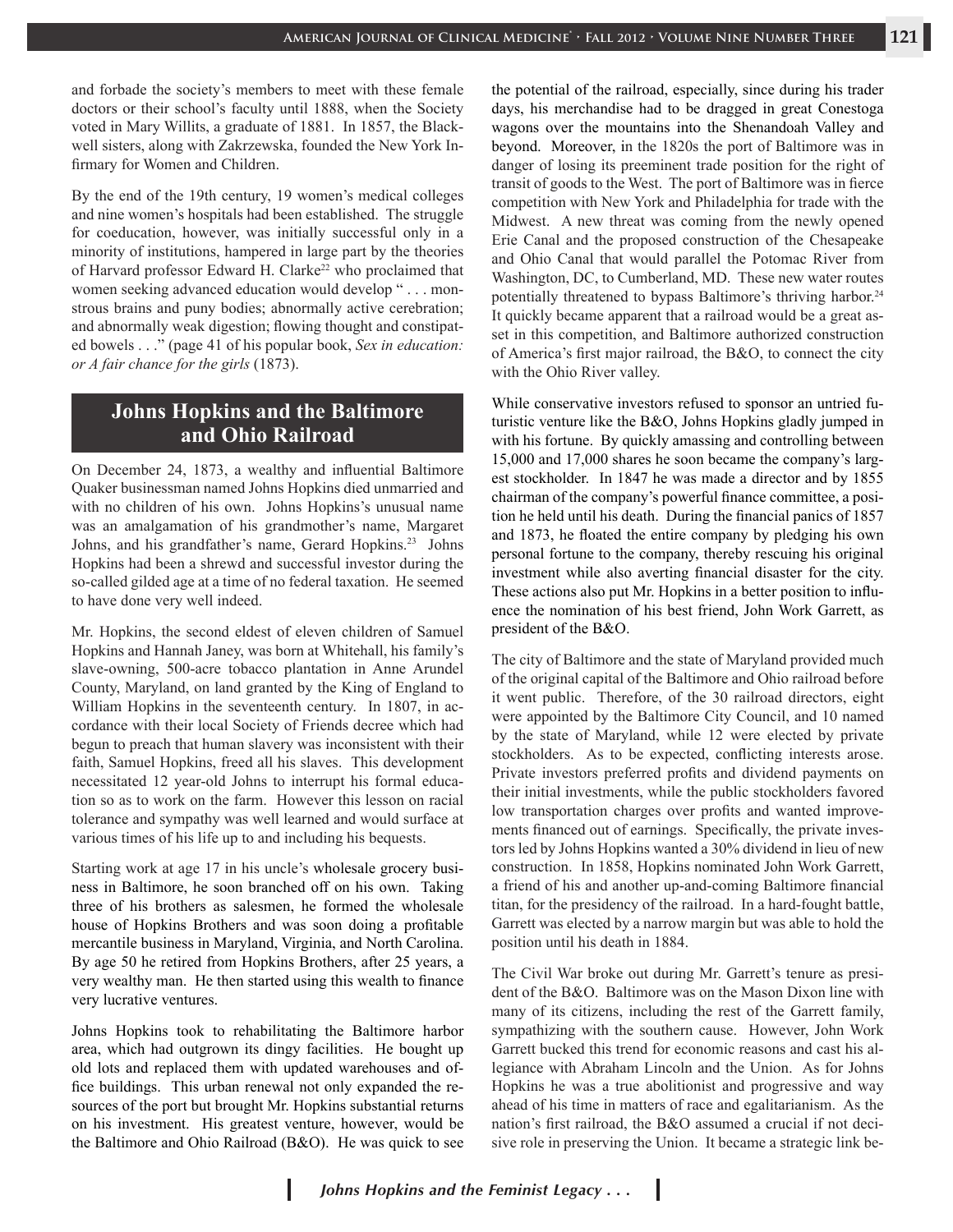and forbade the society's members to meet with these female doctors or their school's faculty until 1888, when the Society voted in Mary Willits, a graduate of 1881. In 1857, the Blackwell sisters, along with Zakrzewska, founded the New York Infirmary for Women and Children.

By the end of the 19th century, 19 women's medical colleges and nine women's hospitals had been established. The struggle for coeducation, however, was initially successful only in a minority of institutions, hampered in large part by the theories of Harvard professor Edward H. Clarke[22] who proclaimed that women seeking advanced education would develop " . . . monstrous brains and puny bodies; abnormally active cerebration; and abnormally weak digestion; flowing thought and constipated bowels . . ." (page 41 of his popular book, *Sex in education: or A fair chance for the girls* (1873).

## Johns Hopkins and the Baltimore and Ohio Railroad

On December 24, 1873, a wealthy and influential Baltimore Quaker businessman named Johns Hopkins died unmarried and with no children of his own. Johns Hopkins's unusual name was an amalgamation of his grandmother's name, Margaret Johns, and his grandfather's name, Gerard Hopkins.[23] Johns Hopkins had been a shrewd and successful investor during the so-called gilded age at a time of no federal taxation. He seemed to have done very well indeed.

Mr. Hopkins, the second eldest of eleven children of Samuel Hopkins and Hannah Janey, was born at Whitehall, his family's slave-owning, 500-acre tobacco plantation in Anne Arundel County, Maryland, on land granted by the King of England to William Hopkins in the seventeenth century. In 1807, in accordance with their local Society of Friends decree which had begun to preach that human slavery was inconsistent with their faith, Samuel Hopkins, freed all his slaves. This development necessitated 12 year-old Johns to interrupt his formal education so as to work on the farm. However this lesson on racial tolerance and sympathy was well learned and would surface at various times of his life up to and including his bequests.

Starting work at age 17 in his uncle's wholesale grocery business in Baltimore, he soon branched off on his own. Taking three of his brothers as salesmen, he formed the wholesale house of Hopkins Brothers and was soon doing a profitable mercantile business in Maryland, Virginia, and North Carolina. By age 50 he retired from Hopkins Brothers, after 25 years, a very wealthy man. He then started using this wealth to finance very lucrative ventures.

Johns Hopkins took to rehabilitating the Baltimore harbor area, which had outgrown its dingy facilities. He bought up old lots and replaced them with updated warehouses and office buildings. This urban renewal not only expanded the resources of the port but brought Mr. Hopkins substantial returns on his investment. His greatest venture, however, would be the Baltimore and Ohio Railroad (B&O). He was quick to see the potential of the railroad, especially, since during his trader days, his merchandise had to be dragged in great Conestoga wagons over the mountains into the Shenandoah Valley and beyond. Moreover, in the 1820s the port of Baltimore was in danger of losing its preeminent trade position for the right of transit of goods to the West. The port of Baltimore was in fierce competition with New York and Philadelphia for trade with the Midwest. A new threat was coming from the newly opened Erie Canal and the proposed construction of the Chesapeake and Ohio Canal that would parallel the Potomac River from Washington, DC, to Cumberland, MD. These new water routes potentially threatened to bypass Baltimore's thriving harbor.[24] It quickly became apparent that a railroad would be a great asset in this competition, and Baltimore authorized construction of America's first major railroad, the B&O, to connect the city with the Ohio River valley.

While conservative investors refused to sponsor an untried futuristic venture like the B&O, Johns Hopkins gladly jumped in with his fortune. By quickly amassing and controlling between 15,000 and 17,000 shares he soon became the company's largest stockholder. In 1847 he was made a director and by 1855 chairman of the company's powerful finance committee, a position he held until his death. During the financial panics of 1857 and 1873, he floated the entire company by pledging his own personal fortune to the company, thereby rescuing his original investment while also averting financial disaster for the city. These actions also put Mr. Hopkins in a better position to influence the nomination of his best friend, John Work Garrett, as president of the B&O.

The city of Baltimore and the state of Maryland provided much of the original capital of the Baltimore and Ohio railroad before it went public. Therefore, of the 30 railroad directors, eight were appointed by the Baltimore City Council, and 10 named by the state of Maryland, while 12 were elected by private stockholders. As to be expected, conflicting interests arose. Private investors preferred profits and dividend payments on their initial investments, while the public stockholders favored low transportation charges over profits and wanted improvements financed out of earnings. Specifically, the private investors led by Johns Hopkins wanted a 30% dividend in lieu of new construction. In 1858, Hopkins nominated John Work Garrett, a friend of his and another up-and-coming Baltimore financial titan, for the presidency of the railroad. In a hard-fought battle, Garrett was elected by a narrow margin but was able to hold the position until his death in 1884.

The Civil War broke out during Mr. Garrett's tenure as president of the B&O. Baltimore was on the Mason Dixon line with many of its citizens, including the rest of the Garrett family, sympathizing with the southern cause. However, John Work Garrett bucked this trend for economic reasons and cast his allegiance with Abraham Lincoln and the Union. As for Johns Hopkins he was a true abolitionist and progressive and way ahead of his time in matters of race and egalitarianism. As the nation's first railroad, the B&O assumed a crucial if not decisive role in preserving the Union. It became a strategic link be-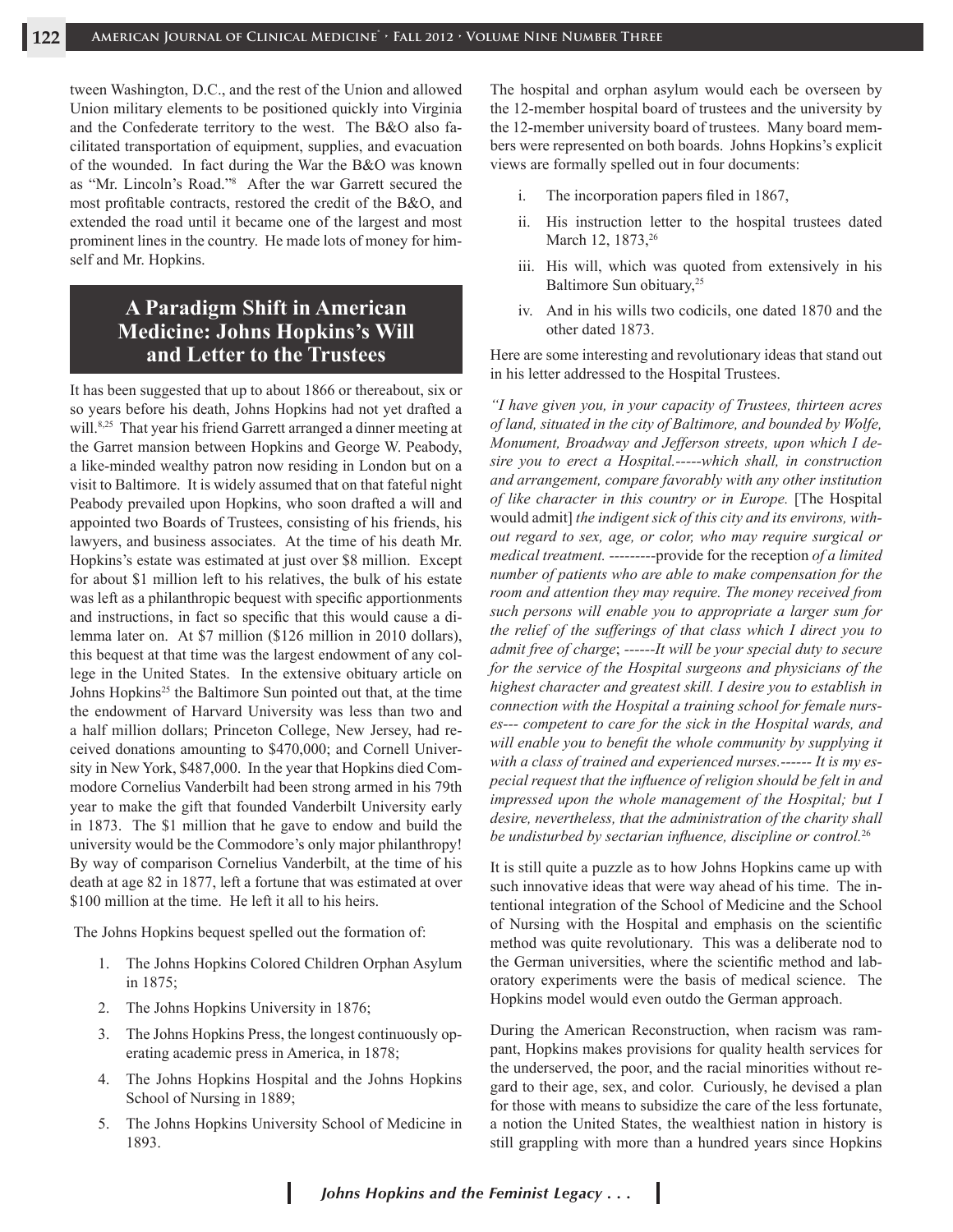tween Washington, D.C., and the rest of the Union and allowed Union military elements to be positioned quickly into Virginia and the Confederate territory to the west. The B&O also facilitated transportation of equipment, supplies, and evacuation of the wounded. In fact during the War the B&O was known as "Mr. Lincoln's Road."[8] After the war Garrett secured the most profitable contracts, restored the credit of the B&O, and extended the road until it became one of the largest and most prominent lines in the country. He made lots of money for himself and Mr. Hopkins.

## A Paradigm Shift in American Medicine: Johns Hopkins's Will and Letter to the Trustees

It has been suggested that up to about 1866 or thereabout, six or so years before his death, Johns Hopkins had not yet drafted a will.[8,25] That year his friend Garrett arranged a dinner meeting at the Garret mansion between Hopkins and George W. Peabody, a like-minded wealthy patron now residing in London but on a visit to Baltimore. It is widely assumed that on that fateful night Peabody prevailed upon Hopkins, who soon drafted a will and appointed two Boards of Trustees, consisting of his friends, his lawyers, and business associates. At the time of his death Mr. Hopkins's estate was estimated at just over $8 million. Except for about $1 million left to his relatives, the bulk of his estate was left as a philanthropic bequest with specific apportionments and instructions, in fact so specific that this would cause a dilemma later on. At $7 million ($126 million in 2010 dollars), this bequest at that time was the largest endowment of any college in the United States. In the extensive obituary article on Johns Hopkins[25] the Baltimore Sun pointed out that, at the time the endowment of Harvard University was less than two and a half million dollars; Princeton College, New Jersey, had received donations amounting to $470,000; and Cornell University in New York, $487,000. In the year that Hopkins died Commodore Cornelius Vanderbilt had been strong armed in his 79th year to make the gift that founded Vanderbilt University early in 1873. The $1 million that he gave to endow and build the university would be the Commodore's only major philanthropy! By way of comparison Cornelius Vanderbilt, at the time of his death at age 82 in 1877, left a fortune that was estimated at over $100 million at the time. He left it all to his heirs.

The Johns Hopkins bequest spelled out the formation of:

1. The Johns Hopkins Colored Children Orphan Asylum in 1875;
2. The Johns Hopkins University in 1876;
3. The Johns Hopkins Press, the longest continuously operating academic press in America, in 1878;
4. The Johns Hopkins Hospital and the Johns Hopkins School of Nursing in 1889;
5. The Johns Hopkins University School of Medicine in 1893.

The hospital and orphan asylum would each be overseen by the 12-member hospital board of trustees and the university by the 12-member university board of trustees. Many board members were represented on both boards. Johns Hopkins's explicit views are formally spelled out in four documents:

i. The incorporation papers filed in 1867,
ii. His instruction letter to the hospital trustees dated March 12, 1873,[26]
iii. His will, which was quoted from extensively in his Baltimore Sun obituary,[25]
iv. And in his wills two codicils, one dated 1870 and the other dated 1873.

Here are some interesting and revolutionary ideas that stand out in his letter addressed to the Hospital Trustees.

*"I have given you, in your capacity of Trustees, thirteen acres of land, situated in the city of Baltimore, and bounded by Wolfe, Monument, Broadway and Jefferson streets, upon which I desire you to erect a Hospital.-----which shall, in construction and arrangement, compare favorably with any other institution of like character in this country or in Europe.* [The Hospital would admit] *the indigent sick of this city and its environs, without regard to sex, age, or color, who may require surgical or medical treatment.* ---------provide for the reception *of a limited number of patients who are able to make compensation for the room and attention they may require. The money received from such persons will enable you to appropriate a larger sum for the relief of the sufferings of that class which I direct you to admit free of charge*; ------*It will be your special duty to secure for the service of the Hospital surgeons and physicians of the highest character and greatest skill. I desire you to establish in connection with the Hospital a training school for female nurses--- competent to care for the sick in the Hospital wards, and will enable you to benefit the whole community by supplying it with a class of trained and experienced nurses.------ It is my especial request that the influence of religion should be felt in and impressed upon the whole management of the Hospital; but I desire, nevertheless, that the administration of the charity shall be undisturbed by sectarian influence, discipline or control.*[26]

It is still quite a puzzle as to how Johns Hopkins came up with such innovative ideas that were way ahead of his time. The intentional integration of the School of Medicine and the School of Nursing with the Hospital and emphasis on the scientific method was quite revolutionary. This was a deliberate nod to the German universities, where the scientific method and laboratory experiments were the basis of medical science. The Hopkins model would even outdo the German approach.

During the American Reconstruction, when racism was rampant, Hopkins makes provisions for quality health services for the underserved, the poor, and the racial minorities without regard to their age, sex, and color. Curiously, he devised a plan for those with means to subsidize the care of the less fortunate, a notion the United States, the wealthiest nation in history is still grappling with more than a hundred years since Hopkins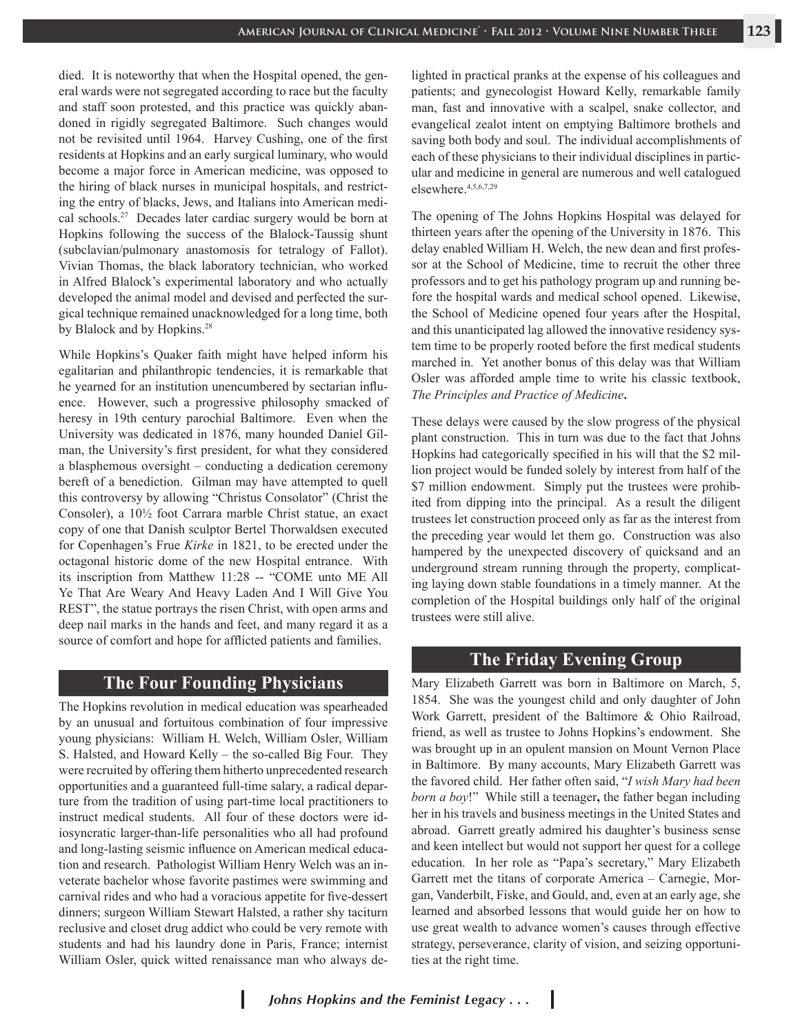died. It is noteworthy that when the Hospital opened, the general wards were not segregated according to race but the faculty and staff soon protested, and this practice was quickly abandoned in rigidly segregated Baltimore. Such changes would not be revisited until 1964. Harvey Cushing, one of the first residents at Hopkins and an early surgical luminary, who would become a major force in American medicine, was opposed to the hiring of black nurses in municipal hospitals, and restricting the entry of blacks, Jews, and Italians into American medical schools.[27] Decades later cardiac surgery would be born at Hopkins following the success of the Blalock-Taussig shunt (subclavian/pulmonary anastomosis for tetralogy of Fallot). Vivian Thomas, the black laboratory technician, who worked in Alfred Blalock's experimental laboratory and who actually developed the animal model and devised and perfected the surgical technique remained unacknowledged for a long time, both by Blalock and by Hopkins.[28]

While Hopkins's Quaker faith might have helped inform his egalitarian and philanthropic tendencies, it is remarkable that he yearned for an institution unencumbered by sectarian influence. However, such a progressive philosophy smacked of heresy in 19th century parochial Baltimore. Even when the University was dedicated in 1876, many hounded Daniel Gilman, the University's first president, for what they considered a blasphemous oversight – conducting a dedication ceremony bereft of a benediction. Gilman may have attempted to quell this controversy by allowing "Christus Consolator" (Christ the Consoler), a 10½ foot Carrara marble Christ statue, an exact copy of one that Danish sculptor Bertel Thorwaldsen executed for Copenhagen's Frue *Kirke* in 1821, to be erected under the octagonal historic dome of the new Hospital entrance. With its inscription from Matthew 11:28 -- "COME unto ME All Ye That Are Weary And Heavy Laden And I Will Give You REST", the statue portrays the risen Christ, with open arms and deep nail marks in the hands and feet, and many regard it as a source of comfort and hope for afflicted patients and families.

## The Four Founding Physicians

The Hopkins revolution in medical education was spearheaded by an unusual and fortuitous combination of four impressive young physicians: William H. Welch, William Osler, William S. Halsted, and Howard Kelly – the so-called Big Four. They were recruited by offering them hitherto unprecedented research opportunities and a guaranteed full-time salary, a radical departure from the tradition of using part-time local practitioners to instruct medical students. All four of these doctors were idiosyncratic larger-than-life personalities who all had profound and long-lasting seismic influence on American medical education and research. Pathologist William Henry Welch was an inveterate bachelor whose favorite pastimes were swimming and carnival rides and who had a voracious appetite for five-dessert dinners; surgeon William Stewart Halsted, a rather shy taciturn reclusive and closet drug addict who could be very remote with students and had his laundry done in Paris, France; internist William Osler, quick witted renaissance man who always delighted in practical pranks at the expense of his colleagues and patients; and gynecologist Howard Kelly, remarkable family man, fast and innovative with a scalpel, snake collector, and evangelical zealot intent on emptying Baltimore brothels and saving both body and soul. The individual accomplishments of each of these physicians to their individual disciplines in particular and medicine in general are numerous and well catalogued elsewhere.[4,5,6,7,29]

The opening of The Johns Hopkins Hospital was delayed for thirteen years after the opening of the University in 1876. This delay enabled William H. Welch, the new dean and first professor at the School of Medicine, time to recruit the other three professors and to get his pathology program up and running before the hospital wards and medical school opened. Likewise, the School of Medicine opened four years after the Hospital, and this unanticipated lag allowed the innovative residency system time to be properly rooted before the first medical students marched in. Yet another bonus of this delay was that William Osler was afforded ample time to write his classic textbook, *The Principles and Practice of Medicine*.

These delays were caused by the slow progress of the physical plant construction. This in turn was due to the fact that Johns Hopkins had categorically specified in his will that the $2 million project would be funded solely by interest from half of the $7 million endowment. Simply put the trustees were prohibited from dipping into the principal. As a result the diligent trustees let construction proceed only as far as the interest from the preceding year would let them go. Construction was also hampered by the unexpected discovery of quicksand and an underground stream running through the property, complicating laying down stable foundations in a timely manner. At the completion of the Hospital buildings only half of the original trustees were still alive.

## The Friday Evening Group

Mary Elizabeth Garrett was born in Baltimore on March, 5, 1854. She was the youngest child and only daughter of John Work Garrett, president of the Baltimore & Ohio Railroad, friend, as well as trustee to Johns Hopkins's endowment. She was brought up in an opulent mansion on Mount Vernon Place in Baltimore. By many accounts, Mary Elizabeth Garrett was the favored child. Her father often said, "*I wish Mary had been born a boy*!" While still a teenager, the father began including her in his travels and business meetings in the United States and abroad. Garrett greatly admired his daughter's business sense and keen intellect but would not support her quest for a college education. In her role as "Papa's secretary," Mary Elizabeth Garrett met the titans of corporate America – Carnegie, Morgan, Vanderbilt, Fiske, and Gould, and, even at an early age, she learned and absorbed lessons that would guide her on how to use great wealth to advance women's causes through effective strategy, perseverance, clarity of vision, and seizing opportunities at the right time.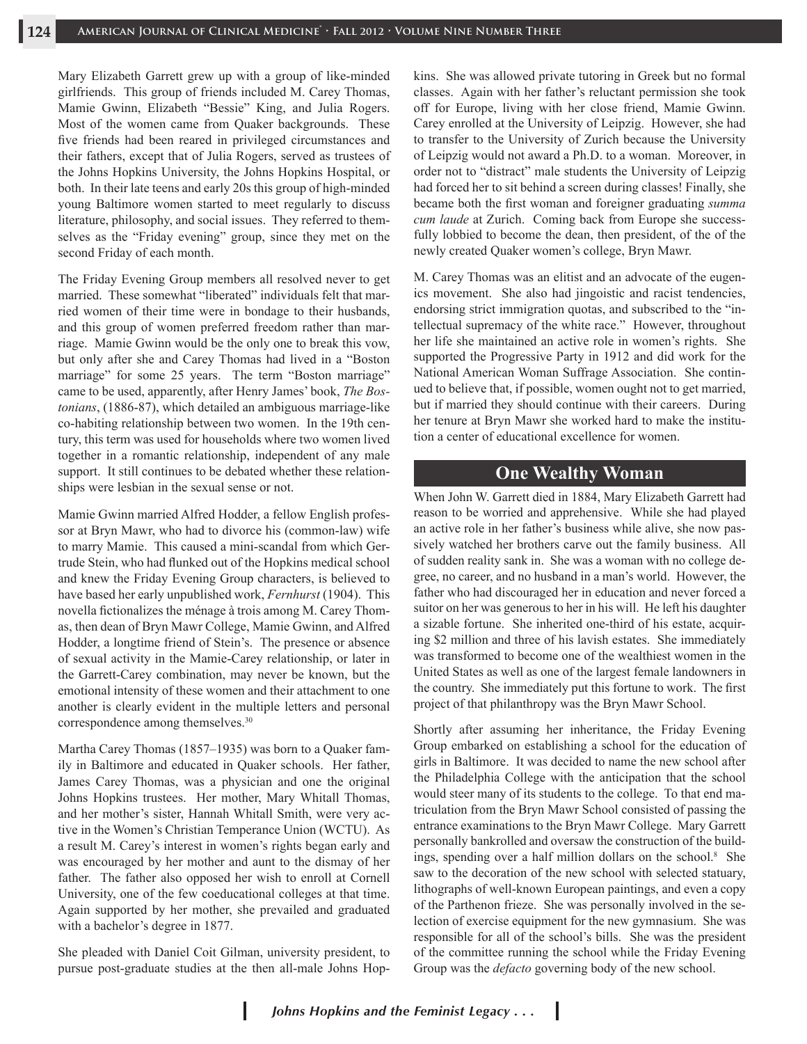Mary Elizabeth Garrett grew up with a group of like-minded girlfriends. This group of friends included M. Carey Thomas, Mamie Gwinn, Elizabeth "Bessie" King, and Julia Rogers. Most of the women came from Quaker backgrounds. These five friends had been reared in privileged circumstances and their fathers, except that of Julia Rogers, served as trustees of the Johns Hopkins University, the Johns Hopkins Hospital, or both. In their late teens and early 20s this group of high-minded young Baltimore women started to meet regularly to discuss literature, philosophy, and social issues. They referred to themselves as the "Friday evening" group, since they met on the second Friday of each month.

The Friday Evening Group members all resolved never to get married. These somewhat "liberated" individuals felt that married women of their time were in bondage to their husbands, and this group of women preferred freedom rather than marriage. Mamie Gwinn would be the only one to break this vow, but only after she and Carey Thomas had lived in a "Boston marriage" for some 25 years. The term "Boston marriage" came to be used, apparently, after Henry James' book, *The Bostonians*, (1886-87), which detailed an ambiguous marriage-like co-habiting relationship between two women. In the 19th century, this term was used for households where two women lived together in a romantic relationship, independent of any male support. It still continues to be debated whether these relationships were lesbian in the sexual sense or not.

Mamie Gwinn married Alfred Hodder, a fellow English professor at Bryn Mawr, who had to divorce his (common-law) wife to marry Mamie. This caused a mini-scandal from which Gertrude Stein, who had flunked out of the Hopkins medical school and knew the Friday Evening Group characters, is believed to have based her early unpublished work, *Fernhurst* (1904). This novella fictionalizes the ménage à trois among M. Carey Thomas, then dean of Bryn Mawr College, Mamie Gwinn, and Alfred Hodder, a longtime friend of Stein's. The presence or absence of sexual activity in the Mamie-Carey relationship, or later in the Garrett-Carey combination, may never be known, but the emotional intensity of these women and their attachment to one another is clearly evident in the multiple letters and personal correspondence among themselves.[30]

Martha Carey Thomas (1857–1935) was born to a Quaker family in Baltimore and educated in Quaker schools. Her father, James Carey Thomas, was a physician and one the original Johns Hopkins trustees. Her mother, Mary Whitall Thomas, and her mother's sister, Hannah Whitall Smith, were very active in the Women's Christian Temperance Union (WCTU). As a result M. Carey's interest in women's rights began early and was encouraged by her mother and aunt to the dismay of her father. The father also opposed her wish to enroll at Cornell University, one of the few coeducational colleges at that time. Again supported by her mother, she prevailed and graduated with a bachelor's degree in 1877.

She pleaded with Daniel Coit Gilman, university president, to pursue post-graduate studies at the then all-male Johns Hopkins. She was allowed private tutoring in Greek but no formal classes. Again with her father's reluctant permission she took off for Europe, living with her close friend, Mamie Gwinn. Carey enrolled at the University of Leipzig. However, she had to transfer to the University of Zurich because the University of Leipzig would not award a Ph.D. to a woman. Moreover, in order not to "distract" male students the University of Leipzig had forced her to sit behind a screen during classes! Finally, she became both the first woman and foreigner graduating *summa cum laude* at Zurich. Coming back from Europe she successfully lobbied to become the dean, then president, of the of the newly created Quaker women's college, Bryn Mawr.

M. Carey Thomas was an elitist and an advocate of the eugenics movement. She also had jingoistic and racist tendencies, endorsing strict immigration quotas, and subscribed to the "intellectual supremacy of the white race." However, throughout her life she maintained an active role in women's rights. She supported the Progressive Party in 1912 and did work for the National American Woman Suffrage Association. She continued to believe that, if possible, women ought not to get married, but if married they should continue with their careers. During her tenure at Bryn Mawr she worked hard to make the institution a center of educational excellence for women.

## One Wealthy Woman

When John W. Garrett died in 1884, Mary Elizabeth Garrett had reason to be worried and apprehensive. While she had played an active role in her father's business while alive, she now passively watched her brothers carve out the family business. All of sudden reality sank in. She was a woman with no college degree, no career, and no husband in a man's world. However, the father who had discouraged her in education and never forced a suitor on her was generous to her in his will. He left his daughter a sizable fortune. She inherited one-third of his estate, acquiring $2 million and three of his lavish estates. She immediately was transformed to become one of the wealthiest women in the United States as well as one of the largest female landowners in the country. She immediately put this fortune to work. The first project of that philanthropy was the Bryn Mawr School.

Shortly after assuming her inheritance, the Friday Evening Group embarked on establishing a school for the education of girls in Baltimore. It was decided to name the new school after the Philadelphia College with the anticipation that the school would steer many of its students to the college. To that end matriculation from the Bryn Mawr School consisted of passing the entrance examinations to the Bryn Mawr College. Mary Garrett personally bankrolled and oversaw the construction of the buildings, spending over a half million dollars on the school.[8] She saw to the decoration of the new school with selected statuary, lithographs of well-known European paintings, and even a copy of the Parthenon frieze. She was personally involved in the selection of exercise equipment for the new gymnasium. She was responsible for all of the school's bills. She was the president of the committee running the school while the Friday Evening Group was the *defacto* governing body of the new school.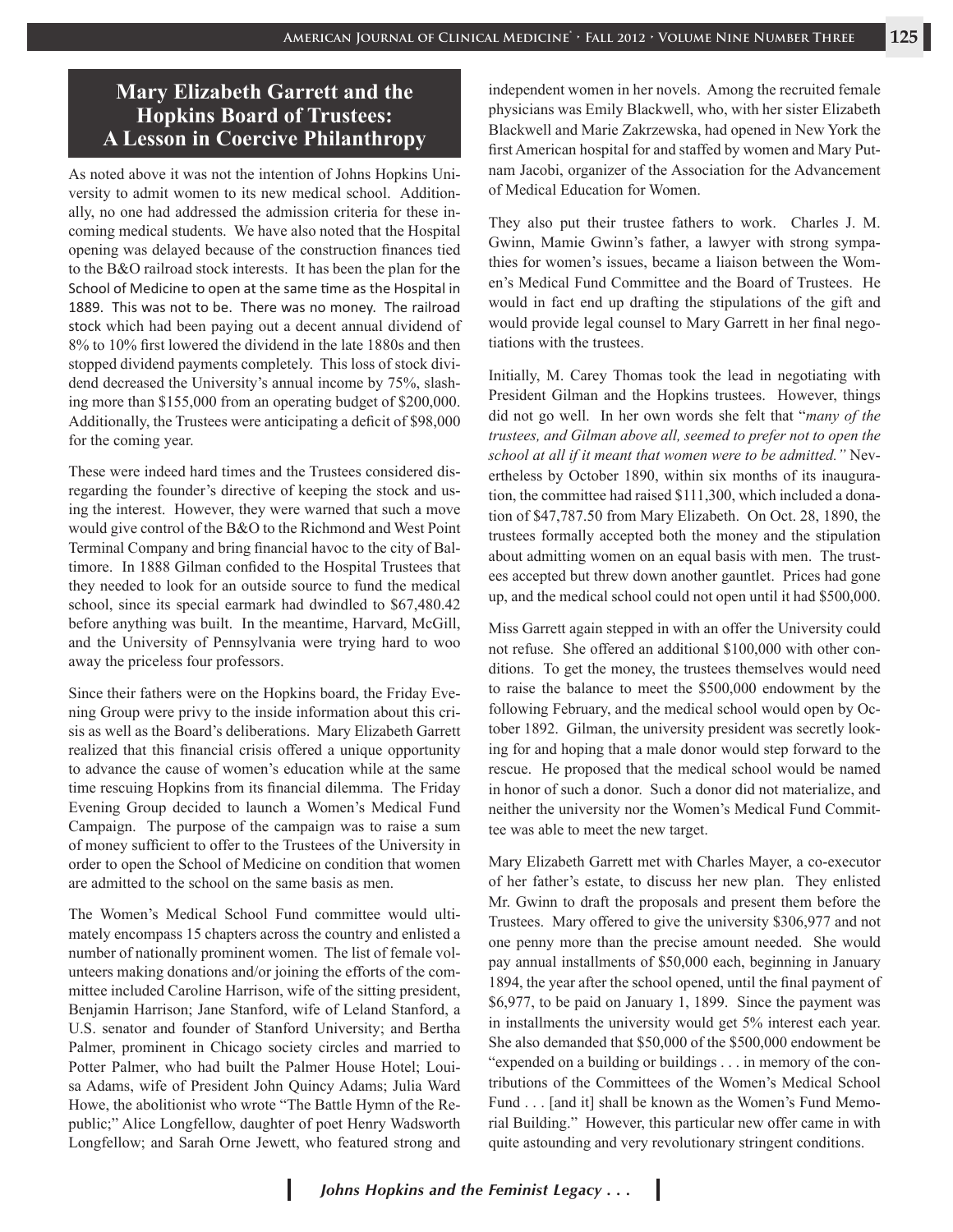## Mary Elizabeth Garrett and the Hopkins Board of Trustees: A Lesson in Coercive Philanthropy

As noted above it was not the intention of Johns Hopkins University to admit women to its new medical school. Additionally, no one had addressed the admission criteria for these incoming medical students. We have also noted that the Hospital opening was delayed because of the construction finances tied to the B&O railroad stock interests. It has been the plan for the School of Medicine to open at the same time as the Hospital in 1889. This was not to be. There was no money. The railroad stock which had been paying out a decent annual dividend of 8% to 10% first lowered the dividend in the late 1880s and then stopped dividend payments completely. This loss of stock dividend decreased the University's annual income by 75%, slashing more than $155,000 from an operating budget of $200,000. Additionally, the Trustees were anticipating a deficit of $98,000 for the coming year.

These were indeed hard times and the Trustees considered disregarding the founder's directive of keeping the stock and using the interest. However, they were warned that such a move would give control of the B&O to the Richmond and West Point Terminal Company and bring financial havoc to the city of Baltimore. In 1888 Gilman confided to the Hospital Trustees that they needed to look for an outside source to fund the medical school, since its special earmark had dwindled to $67,480.42 before anything was built. In the meantime, Harvard, McGill, and the University of Pennsylvania were trying hard to woo away the priceless four professors.

Since their fathers were on the Hopkins board, the Friday Evening Group were privy to the inside information about this crisis as well as the Board's deliberations. Mary Elizabeth Garrett realized that this financial crisis offered a unique opportunity to advance the cause of women's education while at the same time rescuing Hopkins from its financial dilemma. The Friday Evening Group decided to launch a Women's Medical Fund Campaign. The purpose of the campaign was to raise a sum of money sufficient to offer to the Trustees of the University in order to open the School of Medicine on condition that women are admitted to the school on the same basis as men.

The Women's Medical School Fund committee would ultimately encompass 15 chapters across the country and enlisted a number of nationally prominent women. The list of female volunteers making donations and/or joining the efforts of the committee included Caroline Harrison, wife of the sitting president, Benjamin Harrison; Jane Stanford, wife of Leland Stanford, a U.S. senator and founder of Stanford University; and Bertha Palmer, prominent in Chicago society circles and married to Potter Palmer, who had built the Palmer House Hotel; Louisa Adams, wife of President John Quincy Adams; Julia Ward Howe, the abolitionist who wrote "The Battle Hymn of the Republic;" Alice Longfellow, daughter of poet Henry Wadsworth Longfellow; and Sarah Orne Jewett, who featured strong and independent women in her novels. Among the recruited female physicians was Emily Blackwell, who, with her sister Elizabeth Blackwell and Marie Zakrzewska, had opened in New York the first American hospital for and staffed by women and Mary Putnam Jacobi, organizer of the Association for the Advancement of Medical Education for Women.

They also put their trustee fathers to work. Charles J. M. Gwinn, Mamie Gwinn's father, a lawyer with strong sympathies for women's issues, became a liaison between the Women's Medical Fund Committee and the Board of Trustees. He would in fact end up drafting the stipulations of the gift and would provide legal counsel to Mary Garrett in her final negotiations with the trustees.

Initially, M. Carey Thomas took the lead in negotiating with President Gilman and the Hopkins trustees. However, things did not go well. In her own words she felt that "*many of the trustees, and Gilman above all, seemed to prefer not to open the school at all if it meant that women were to be admitted.*" Nevertheless by October 1890, within six months of its inauguration, the committee had raised $111,300, which included a donation of $47,787.50 from Mary Elizabeth. On Oct. 28, 1890, the trustees formally accepted both the money and the stipulation about admitting women on an equal basis with men. The trustees accepted but threw down another gauntlet. Prices had gone up, and the medical school could not open until it had $500,000.

Miss Garrett again stepped in with an offer the University could not refuse. She offered an additional $100,000 with other conditions. To get the money, the trustees themselves would need to raise the balance to meet the $500,000 endowment by the following February, and the medical school would open by October 1892. Gilman, the university president was secretly looking for and hoping that a male donor would step forward to the rescue. He proposed that the medical school would be named in honor of such a donor. Such a donor did not materialize, and neither the university nor the Women's Medical Fund Committee was able to meet the new target.

Mary Elizabeth Garrett met with Charles Mayer, a co-executor of her father's estate, to discuss her new plan. They enlisted Mr. Gwinn to draft the proposals and present them before the Trustees. Mary offered to give the university $306,977 and not one penny more than the precise amount needed. She would pay annual installments of $50,000 each, beginning in January 1894, the year after the school opened, until the final payment of $6,977, to be paid on January 1, 1899. Since the payment was in installments the university would get 5% interest each year. She also demanded that $50,000 of the $500,000 endowment be "expended on a building or buildings . . . in memory of the contributions of the Committees of the Women's Medical School Fund . . . [and it] shall be known as the Women's Fund Memorial Building." However, this particular new offer came in with quite astounding and very revolutionary stringent conditions.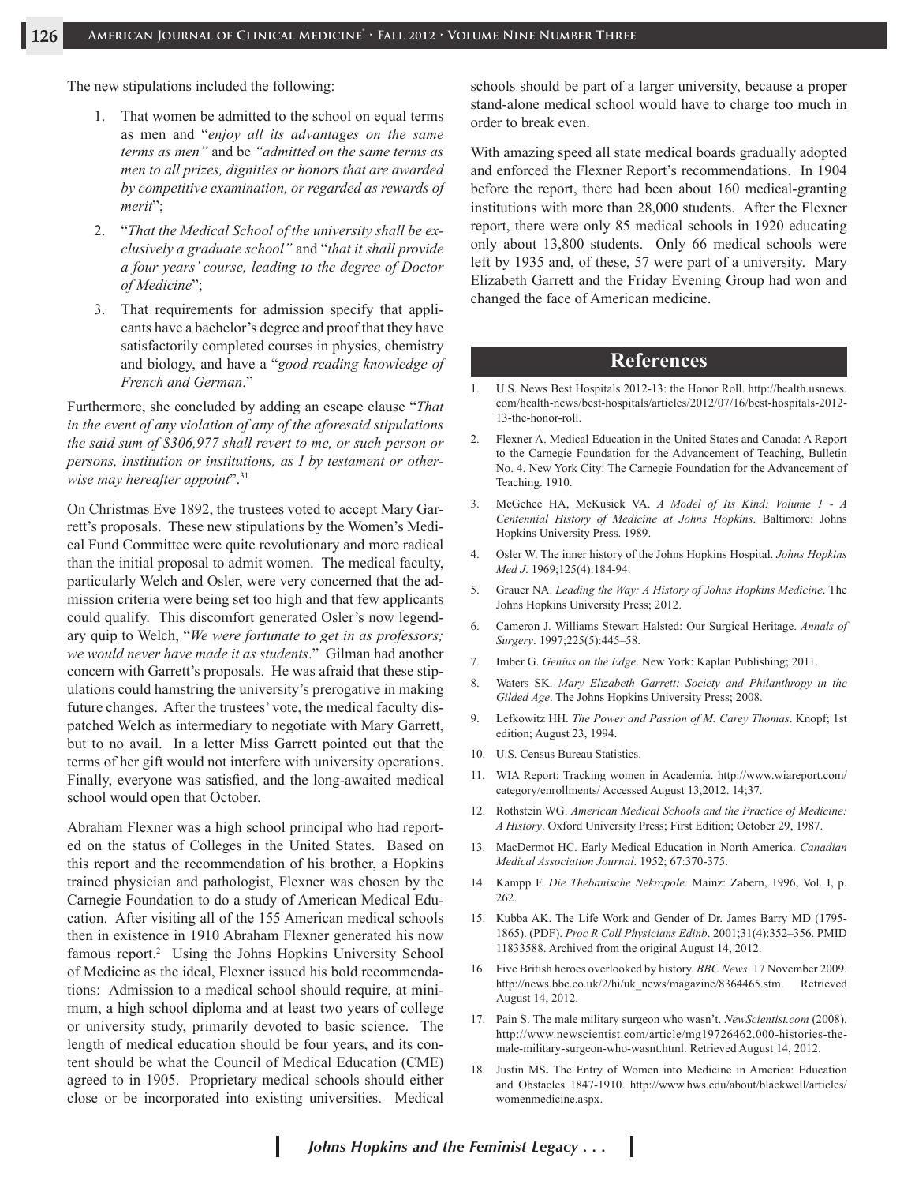The new stipulations included the following:

1. That women be admitted to the school on equal terms as men and "*enjoy all its advantages on the same terms as men"* and be *"admitted on the same terms as men to all prizes, dignities or honors that are awarded by competitive examination, or regarded as rewards of merit*";
2. "*That the Medical School of the university shall be exclusively a graduate school"* and "*that it shall provide a four years' course, leading to the degree of Doctor of Medicine*";
3. That requirements for admission specify that applicants have a bachelor's degree and proof that they have satisfactorily completed courses in physics, chemistry and biology, and have a "*good reading knowledge of French and German*."

Furthermore, she concluded by adding an escape clause "*That in the event of any violation of any of the aforesaid stipulations the said sum of $306,977 shall revert to me, or such person or persons, institution or institutions, as I by testament or otherwise may hereafter appoint*".[31]

On Christmas Eve 1892, the trustees voted to accept Mary Garrett's proposals. These new stipulations by the Women's Medical Fund Committee were quite revolutionary and more radical than the initial proposal to admit women. The medical faculty, particularly Welch and Osler, were very concerned that the admission criteria were being set too high and that few applicants could qualify. This discomfort generated Osler's now legendary quip to Welch, "*We were fortunate to get in as professors; we would never have made it as students*." Gilman had another concern with Garrett's proposals. He was afraid that these stipulations could hamstring the university's prerogative in making future changes. After the trustees' vote, the medical faculty dispatched Welch as intermediary to negotiate with Mary Garrett, but to no avail. In a letter Miss Garrett pointed out that the terms of her gift would not interfere with university operations. Finally, everyone was satisfied, and the long-awaited medical school would open that October.

Abraham Flexner was a high school principal who had reported on the status of Colleges in the United States. Based on this report and the recommendation of his brother, a Hopkins trained physician and pathologist, Flexner was chosen by the Carnegie Foundation to do a study of American Medical Education. After visiting all of the 155 American medical schools then in existence in 1910 Abraham Flexner generated his now famous report.[2] Using the Johns Hopkins University School of Medicine as the ideal, Flexner issued his bold recommendations: Admission to a medical school should require, at minimum, a high school diploma and at least two years of college or university study, primarily devoted to basic science. The length of medical education should be four years, and its content should be what the Council of Medical Education (CME) agreed to in 1905. Proprietary medical schools should either close or be incorporated into existing universities. Medical schools should be part of a larger university, because a proper stand-alone medical school would have to charge too much in order to break even.

With amazing speed all state medical boards gradually adopted and enforced the Flexner Report's recommendations. In 1904 before the report, there had been about 160 medical-granting institutions with more than 28,000 students. After the Flexner report, there were only 85 medical schools in 1920 educating only about 13,800 students. Only 66 medical schools were left by 1935 and, of these, 57 were part of a university. Mary Elizabeth Garrett and the Friday Evening Group had won and changed the face of American medicine.

## References

1. U.S. News Best Hospitals 2012-13: the Honor Roll. http://health.usnews.com/health-news/best-hospitals/articles/2012/07/16/best-hospitals-2012-13-the-honor-roll.
2. Flexner A. Medical Education in the United States and Canada: A Report to the Carnegie Foundation for the Advancement of Teaching, Bulletin No. 4. New York City: The Carnegie Foundation for the Advancement of Teaching. 1910.
3. McGehee HA, McKusick VA. *A Model of Its Kind: Volume 1 - A Centennial History of Medicine at Johns Hopkins*. Baltimore: Johns Hopkins University Press. 1989.
4. Osler W. The inner history of the Johns Hopkins Hospital. *Johns Hopkins Med J*. 1969;125(4):184-94.
5. Grauer NA. *Leading the Way: A History of Johns Hopkins Medicine*. The Johns Hopkins University Press; 2012.
6. Cameron J. Williams Stewart Halsted: Our Surgical Heritage. *Annals of Surgery*. 1997;225(5):445–58.
7. Imber G. *Genius on the Edge*. New York: Kaplan Publishing; 2011.
8. Waters SK. *Mary Elizabeth Garrett: Society and Philanthropy in the Gilded Age*. The Johns Hopkins University Press; 2008.
9. Lefkowitz HH. *The Power and Passion of M. Carey Thomas*. Knopf; 1st edition; August 23, 1994.
10. U.S. Census Bureau Statistics.
11. WIA Report: Tracking women in Academia. http://www.wiareport.com/category/enrollments/ Accessed August 13,2012. 14;37.
12. Rothstein WG. *American Medical Schools and the Practice of Medicine: A History*. Oxford University Press; First Edition; October 29, 1987.
13. MacDermot HC. Early Medical Education in North America. *Canadian Medical Association Journal*. 1952; 67:370-375.
14. Kampp F. *Die Thebanische Nekropole*. Mainz: Zabern, 1996, Vol. I, p. 262.
15. Kubba AK. The Life Work and Gender of Dr. James Barry MD (1795-1865). (PDF). *Proc R Coll Physicians Edinb*. 2001;31(4):352–356. PMID 11833588. Archived from the original August 14, 2012.
16. Five British heroes overlooked by history. *BBC News*. 17 November 2009. http://news.bbc.co.uk/2/hi/uk_news/magazine/8364465.stm. Retrieved August 14, 2012.
17. Pain S. The male military surgeon who wasn't. *NewScientist.com* (2008). http://www.newscientist.com/article/mg19726462.000-histories-the-male-military-surgeon-who-wasnt.html. Retrieved August 14, 2012.
18. Justin MS**.** The Entry of Women into Medicine in America: Education and Obstacles 1847-1910. http://www.hws.edu/about/blackwell/articles/womenmedicine.aspx.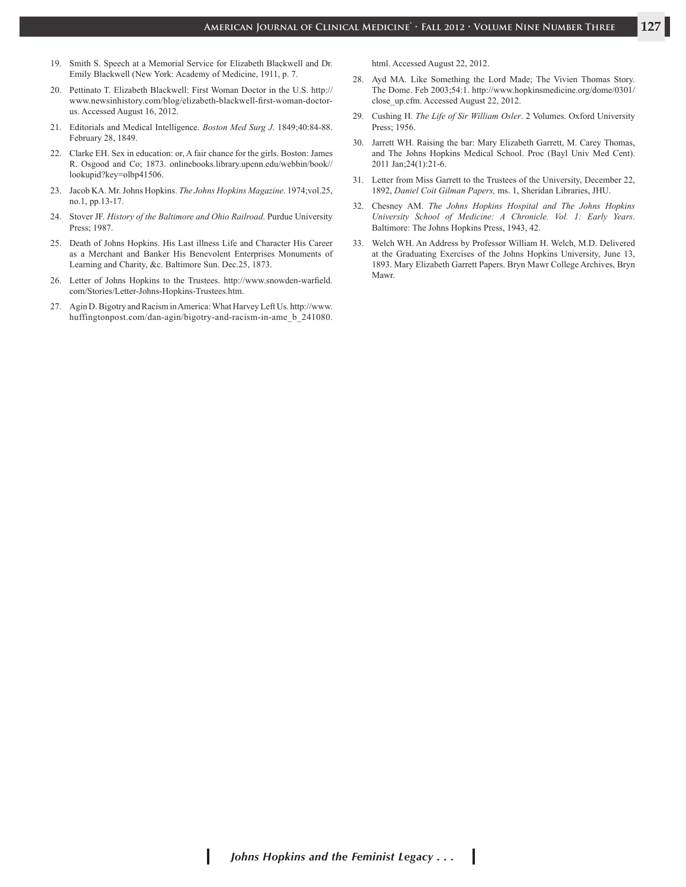19. Smith S. Speech at a Memorial Service for Elizabeth Blackwell and Dr. Emily Blackwell (New York: Academy of Medicine, 1911, p. 7.
20. Pettinato T. Elizabeth Blackwell: First Woman Doctor in the U.S. http://www.newsinhistory.com/blog/elizabeth-blackwell-first-woman-doctor-us. Accessed August 16, 2012.
21. Editorials and Medical Intelligence. *Boston Med Surg J*. 1849;40:84-88. February 28, 1849.
22. Clarke EH. Sex in education: or, A fair chance for the girls. Boston: James R. Osgood and Co; 1873. onlinebooks.library.upenn.edu/webbin/book//lookupid?key=olbp41506.
23. Jacob KA. Mr. Johns Hopkins. *The Johns Hopkins Magazine*. 1974;vol.25, no.1, pp.13-17.
24. Stover JF. *History of the Baltimore and Ohio Railroad*. Purdue University Press; 1987.
25. Death of Johns Hopkins. His Last illness Life and Character His Career as a Merchant and Banker His Benevolent Enterprises Monuments of Learning and Charity, &c. Baltimore Sun. Dec.25, 1873.
26. Letter of Johns Hopkins to the Trustees. http://www.snowden-warfield.com/Stories/Letter-Johns-Hopkins-Trustees.htm.
27. Agin D. Bigotry and Racism in America: What Harvey Left Us. http://www.huffingtonpost.com/dan-agin/bigotry-and-racism-in-ame_b_241080.html. Accessed August 22, 2012.
28. Ayd MA. Like Something the Lord Made; The Vivien Thomas Story. The Dome. Feb 2003;54:1. http://www.hopkinsmedicine.org/dome/0301/close_up.cfm. Accessed August 22, 2012.
29. Cushing H. *The Life of Sir William Osler*. 2 Volumes. Oxford University Press; 1956.
30. Jarrett WH. Raising the bar: Mary Elizabeth Garrett, M. Carey Thomas, and The Johns Hopkins Medical School. Proc (Bayl Univ Med Cent). 2011 Jan;24(1):21-6.
31. Letter from Miss Garrett to the Trustees of the University, December 22, 1892, *Daniel Coit Gilman Papers,* ms. 1, Sheridan Libraries, JHU.
32. Chesney AM. *The Johns Hopkins Hospital and The Johns Hopkins University School of Medicine: A Chronicle. Vol. 1: Early Years*. Baltimore: The Johns Hopkins Press, 1943, 42.
33. Welch WH. An Address by Professor William H. Welch, M.D. Delivered at the Graduating Exercises of the Johns Hopkins University, June 13, 1893. Mary Elizabeth Garrett Papers. Bryn Mawr College Archives, Bryn Mawr.